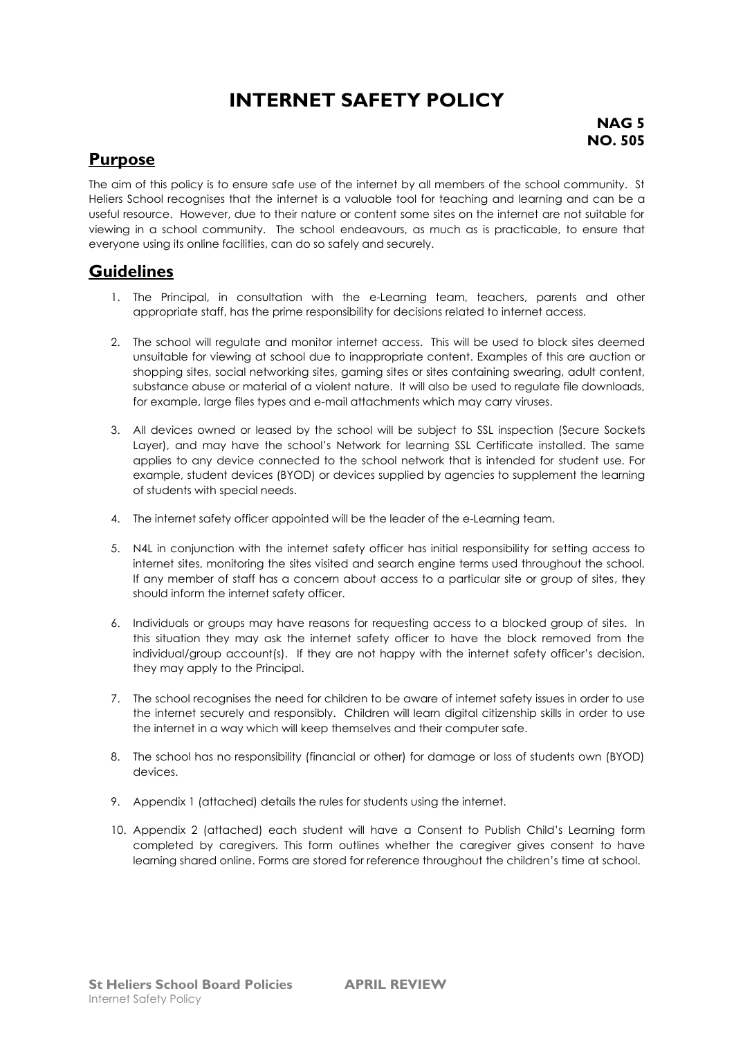# INTERNET SAFETY POLICY

**NAG 5**
**NO. 505**

## Purpose

The aim of this policy is to ensure safe use of the internet by all members of the school community. St Heliers School recognises that the internet is a valuable tool for teaching and learning and can be a useful resource. However, due to their nature or content some sites on the internet are not suitable for viewing in a school community. The school endeavours, as much as is practicable, to ensure that everyone using its online facilities, can do so safely and securely.

## Guidelines

1. The Principal, in consultation with the e-Learning team, teachers, parents and other appropriate staff, has the prime responsibility for decisions related to internet access.

2. The school will regulate and monitor internet access. This will be used to block sites deemed unsuitable for viewing at school due to inappropriate content. Examples of this are auction or shopping sites, social networking sites, gaming sites or sites containing swearing, adult content, substance abuse or material of a violent nature. It will also be used to regulate file downloads, for example, large files types and e-mail attachments which may carry viruses.

3. All devices owned or leased by the school will be subject to SSL inspection (Secure Sockets Layer), and may have the school's Network for learning SSL Certificate installed. The same applies to any device connected to the school network that is intended for student use. For example, student devices (BYOD) or devices supplied by agencies to supplement the learning of students with special needs.

4. The internet safety officer appointed will be the leader of the e-Learning team.

5. N4L in conjunction with the internet safety officer has initial responsibility for setting access to internet sites, monitoring the sites visited and search engine terms used throughout the school. If any member of staff has a concern about access to a particular site or group of sites, they should inform the internet safety officer.

6. Individuals or groups may have reasons for requesting access to a blocked group of sites. In this situation they may ask the internet safety officer to have the block removed from the individual/group account(s). If they are not happy with the internet safety officer's decision, they may apply to the Principal.

7. The school recognises the need for children to be aware of internet safety issues in order to use the internet securely and responsibly. Children will learn digital citizenship skills in order to use the internet in a way which will keep themselves and their computer safe.

8. The school has no responsibility (financial or other) for damage or loss of students own (BYOD) devices.

9. Appendix 1 (attached) details the rules for students using the internet.

10. Appendix 2 (attached) each student will have a Consent to Publish Child's Learning form completed by caregivers. This form outlines whether the caregiver gives consent to have learning shared online. Forms are stored for reference throughout the children's time at school.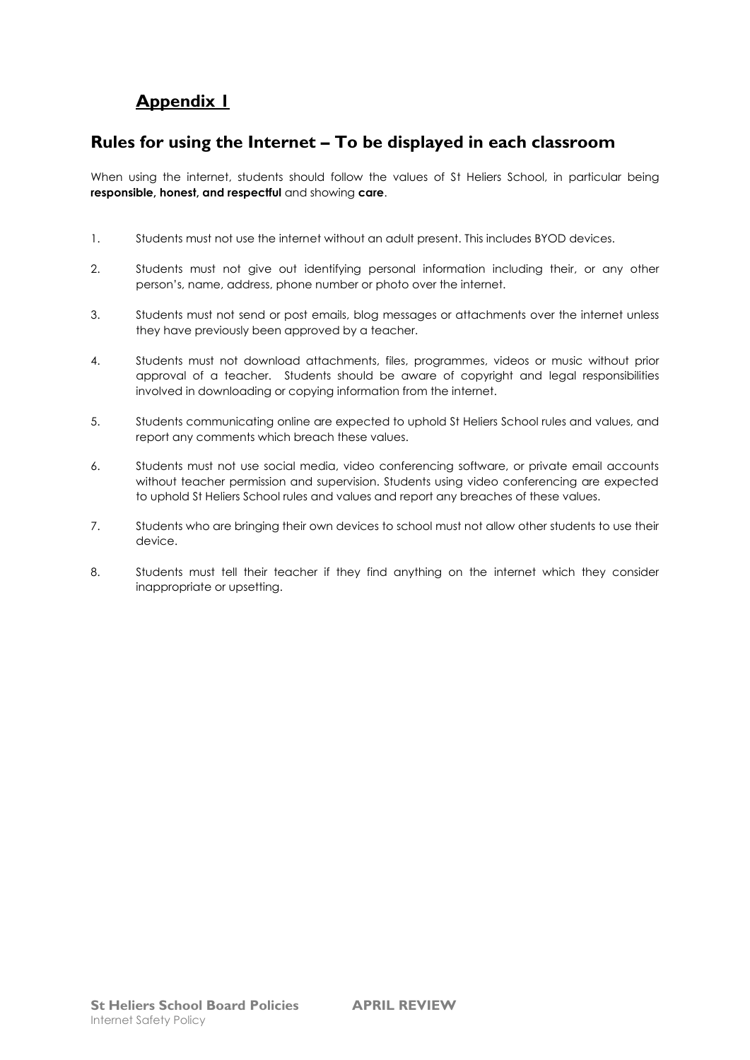## Appendix 1

## Rules for using the Internet – To be displayed in each classroom

When using the internet, students should follow the values of St Heliers School, in particular being **responsible, honest, and respectful** and showing **care**.

1. Students must not use the internet without an adult present. This includes BYOD devices.
2. Students must not give out identifying personal information including their, or any other person's, name, address, phone number or photo over the internet.
3. Students must not send or post emails, blog messages or attachments over the internet unless they have previously been approved by a teacher.
4. Students must not download attachments, files, programmes, videos or music without prior approval of a teacher. Students should be aware of copyright and legal responsibilities involved in downloading or copying information from the internet.
5. Students communicating online are expected to uphold St Heliers School rules and values, and report any comments which breach these values.
6. Students must not use social media, video conferencing software, or private email accounts without teacher permission and supervision. Students using video conferencing are expected to uphold St Heliers School rules and values and report any breaches of these values.
7. Students who are bringing their own devices to school must not allow other students to use their device.
8. Students must tell their teacher if they find anything on the internet which they consider inappropriate or upsetting.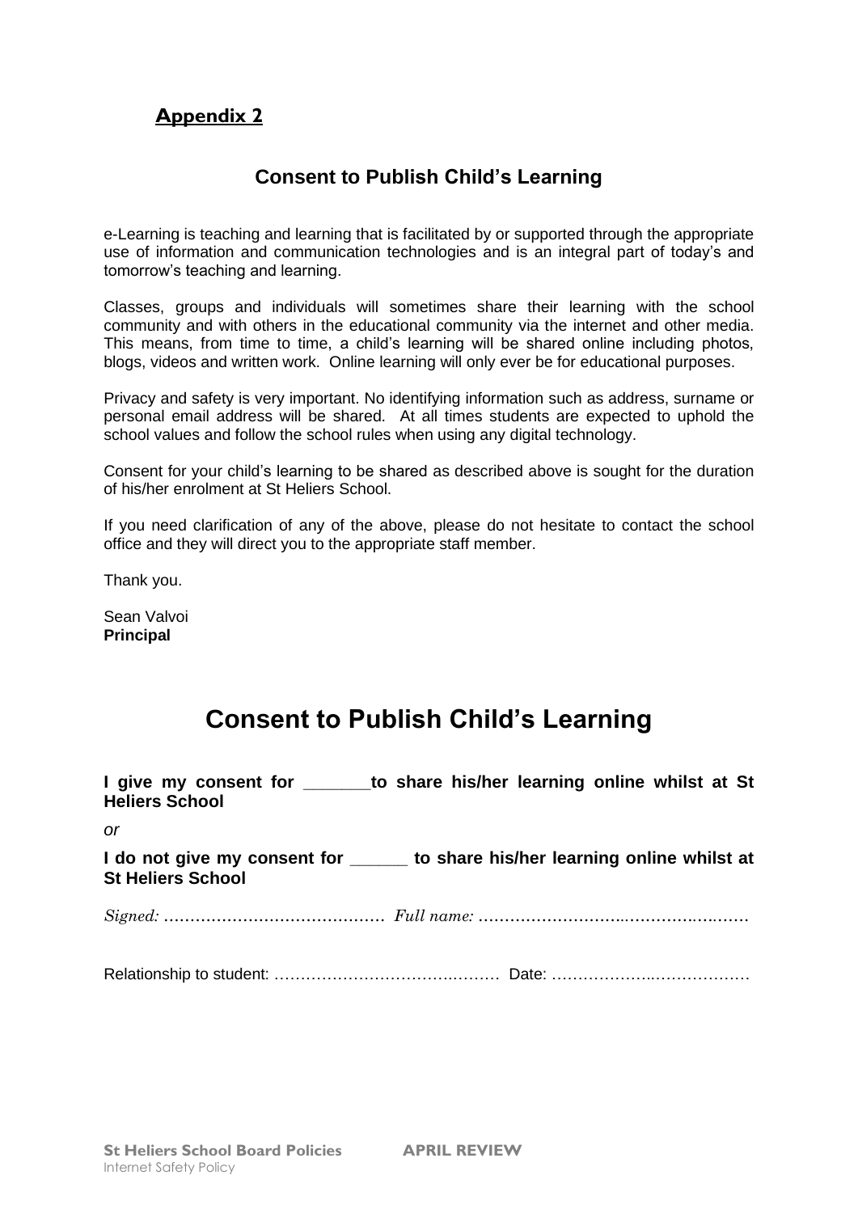## Appendix 2

### Consent to Publish Child's Learning

e-Learning is teaching and learning that is facilitated by or supported through the appropriate use of information and communication technologies and is an integral part of today's and tomorrow's teaching and learning.

Classes, groups and individuals will sometimes share their learning with the school community and with others in the educational community via the internet and other media. This means, from time to time, a child's learning will be shared online including photos, blogs, videos and written work. Online learning will only ever be for educational purposes.

Privacy and safety is very important. No identifying information such as address, surname or personal email address will be shared. At all times students are expected to uphold the school values and follow the school rules when using any digital technology.

Consent for your child's learning to be shared as described above is sought for the duration of his/her enrolment at St Heliers School.

If you need clarification of any of the above, please do not hesitate to contact the school office and they will direct you to the appropriate staff member.

Thank you.

Sean Valvoi
**Principal**

# Consent to Publish Child's Learning

**I give my consent for _______to share his/her learning online whilst at St Heliers School**

*or*

**I do not give my consent for ______ to share his/her learning online whilst at St Heliers School**

*Signed:* …………………………………… *Full name:* ……………………………………………

Relationship to student: …………………………………… Date: ……………………………